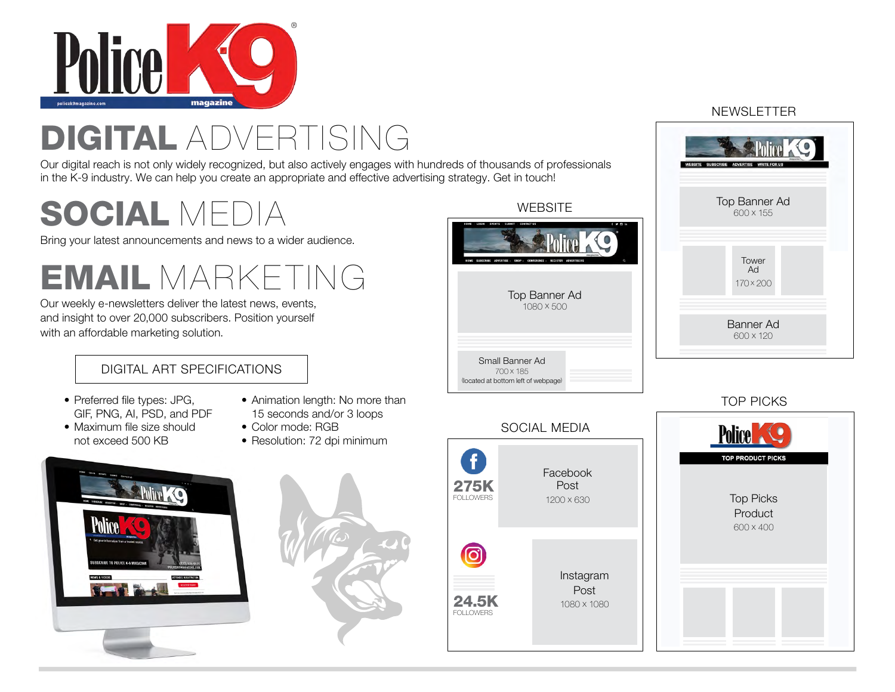# Police K9 magazine

# DIGITAL ADVERTISING

Our digital reach is not only widely recognized, but also actively engages with hundreds of thousands of professionals in the K-9 industry. We can help you create an appropriate and effective advertising strategy. Get in touch!

# SOCIAL MEDIA

Bring your latest announcements and news to a wider audience.

# EMAIL MARKETING

Our weekly e-newsletters deliver the latest news, events, and insight to over 20,000 subscribers. Position yourself with an affordable marketing solution.

## DIGITAL ART SPECIFICATIONS

- Preferred file types: JPG, GIF, PNG, AI, PSD, and PDF
- Maximum file size should not exceed 500 KB
- Animation length: No more than 15 seconds and/or 3 loops
- Color mode: RGB
- Resolution: 72 dpi minimum

## WEBSITE

- Top Banner Ad: 1080 x 500
- Small Banner Ad: 700 x 185 (located at bottom left of webpage)

## SOCIAL MEDIA

- Facebook: 275K FOLLOWERS — Facebook Post: 1200 x 630
- Instagram: 24.5K FOLLOWERS — Instagram Post: 1080 x 1080

## NEWSLETTER

- Top Banner Ad: 600 x 155
- Tower Ad: 170 x 200
- Banner Ad: 600 x 120

## TOP PICKS

TOP PRODUCT PICKS

- Top Picks Product: 600 x 400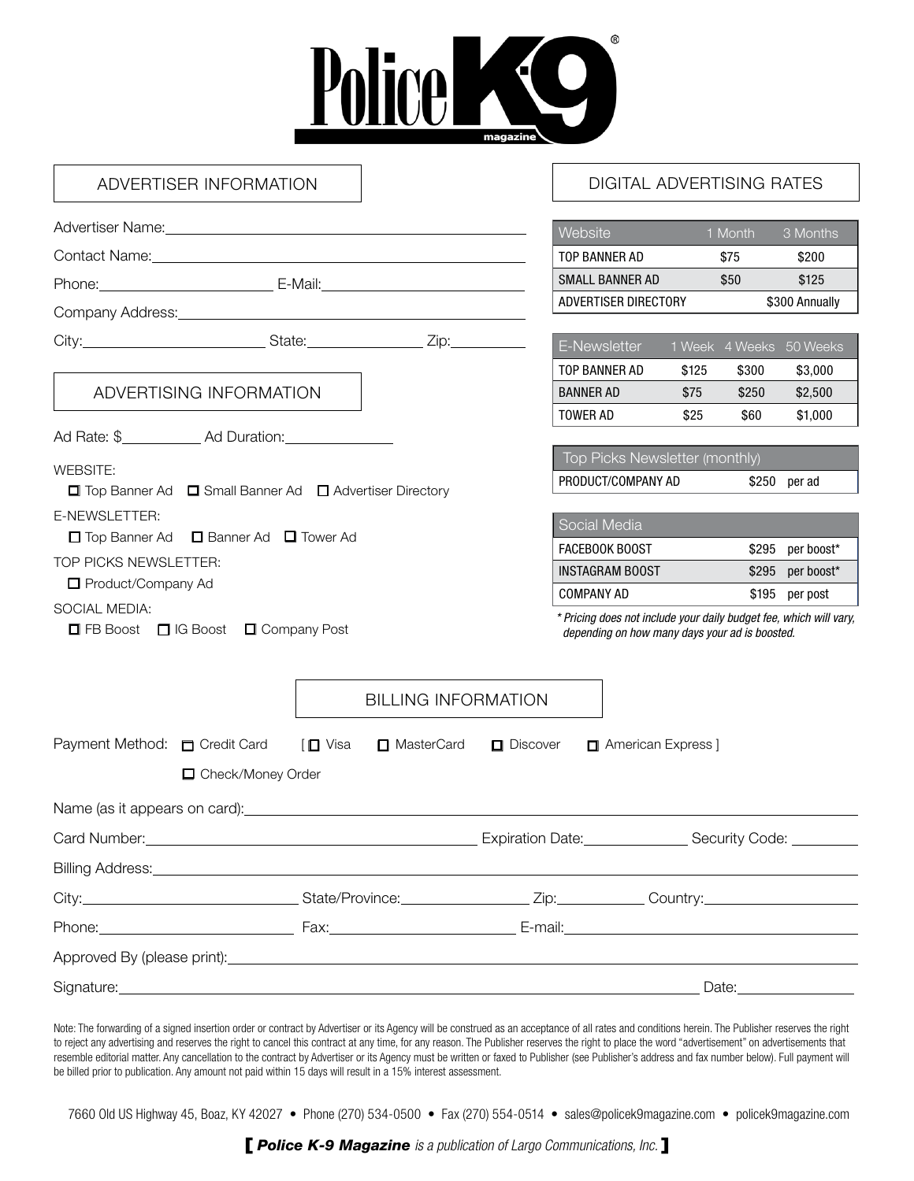# Police K-9 magazine

## ADVERTISER INFORMATION

Advertiser Name: \_\_\_\_\_\_\_\_\_\_

Contact Name: \_\_\_\_\_\_\_\_\_\_

Phone: \_\_\_\_\_\_\_\_\_\_ E-Mail: \_\_\_\_\_\_\_\_\_\_

Company Address: \_\_\_\_\_\_\_\_\_\_

City: \_\_\_\_\_\_\_\_\_\_ State: \_\_\_\_\_\_\_\_\_\_ Zip: \_\_\_\_\_\_\_\_\_\_

## ADVERTISING INFORMATION

Ad Rate: $\_\_\_\_\_\_\_\_\_\_ Ad Duration: \_\_\_\_\_\_\_\_\_\_

WEBSITE:
- ☐ Top Banner Ad ☐ Small Banner Ad ☐ Advertiser Directory

E-NEWSLETTER:
- ☐ Top Banner Ad ☐ Banner Ad ☐ Tower Ad

TOP PICKS NEWSLETTER:
- ☐ Product/Company Ad

SOCIAL MEDIA:
- ☐ FB Boost ☐ IG Boost ☐ Company Post

## DIGITAL ADVERTISING RATES

| Website | 1 Month | 3 Months |
|---|---|---|
| TOP BANNER AD | $75 | $200 |
| SMALL BANNER AD | $50 | $125 |
| ADVERTISER DIRECTORY | | $300 Annually |

| E-Newsletter | 1 Week | 4 Weeks | 50 Weeks |
|---|---|---|---|
| TOP BANNER AD | $125 | $300 | $3,000 |
| BANNER AD | $75 | $250 | $2,500 |
| TOWER AD | $25 | $60 | $1,000 |

| Top Picks Newsletter (monthly) | |
|---|---|
| PRODUCT/COMPANY AD | $250 per ad |

| Social Media | |
|---|---|
| FACEBOOK BOOST | $295 per boost* |
| INSTAGRAM BOOST | $295 per boost* |
| COMPANY AD | $195 per post |

*\* Pricing does not include your daily budget fee, which will vary, depending on how many days your ad is boosted.*

## BILLING INFORMATION

Payment Method: ☐ Credit Card [ ☐ Visa ☐ MasterCard ☐ Discover ☐ American Express ]
☐ Check/Money Order

Name (as it appears on card): \_\_\_\_\_\_\_\_\_\_

Card Number: \_\_\_\_\_\_\_\_\_\_ Expiration Date: \_\_\_\_\_\_\_\_\_\_ Security Code: \_\_\_\_\_\_\_\_\_\_

Billing Address: \_\_\_\_\_\_\_\_\_\_

City: \_\_\_\_\_\_\_\_\_\_ State/Province: \_\_\_\_\_\_\_\_\_\_ Zip: \_\_\_\_\_\_\_\_\_\_ Country: \_\_\_\_\_\_\_\_\_\_

Phone: \_\_\_\_\_\_\_\_\_\_ Fax: \_\_\_\_\_\_\_\_\_\_ E-mail: \_\_\_\_\_\_\_\_\_\_

Approved By (please print): \_\_\_\_\_\_\_\_\_\_

Signature: \_\_\_\_\_\_\_\_\_\_ Date: \_\_\_\_\_\_\_\_\_\_

Note: The forwarding of a signed insertion order or contract by Advertiser or its Agency will be construed as an acceptance of all rates and conditions herein. The Publisher reserves the right to reject any advertising and reserves the right to cancel this contract at any time, for any reason. The Publisher reserves the right to place the word "advertisement" on advertisements that resemble editorial matter. Any cancellation to the contract by Advertiser or its Agency must be written or faxed to Publisher (see Publisher's address and fax number below). Full payment will be billed prior to publication. Any amount not paid within 15 days will result in a 15% interest assessment.

7660 Old US Highway 45, Boaz, KY 42027 • Phone (270) 534-0500 • Fax (270) 554-0514 • sales@policek9magazine.com • policek9magazine.com

[ ***Police K-9 Magazine*** *is a publication of Largo Communications, Inc.* ]